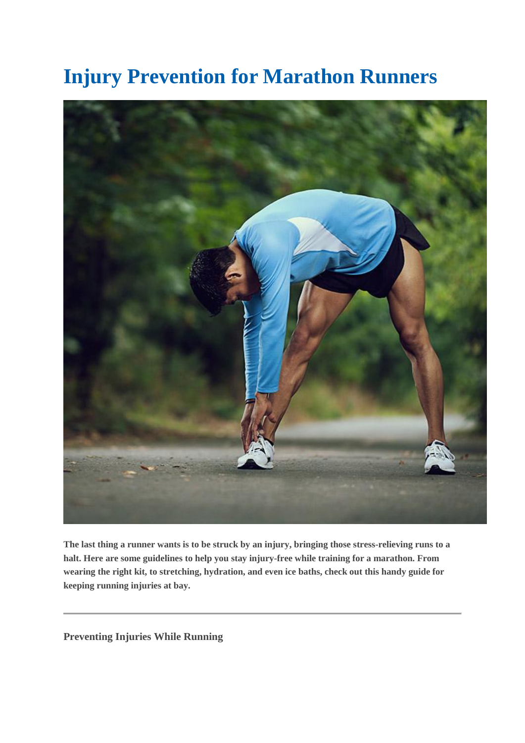# Injury Prevention for Marathon Runners

**The last thing a runner wants is to be struck by an injury, bringing those stress-relieving runs to a halt. Here are some guidelines to help you stay injury-free while training for a marathon. From wearing the right kit, to stretching, hydration, and even ice baths, check out this handy guide for keeping running injuries at bay.**

---

### Preventing Injuries While Running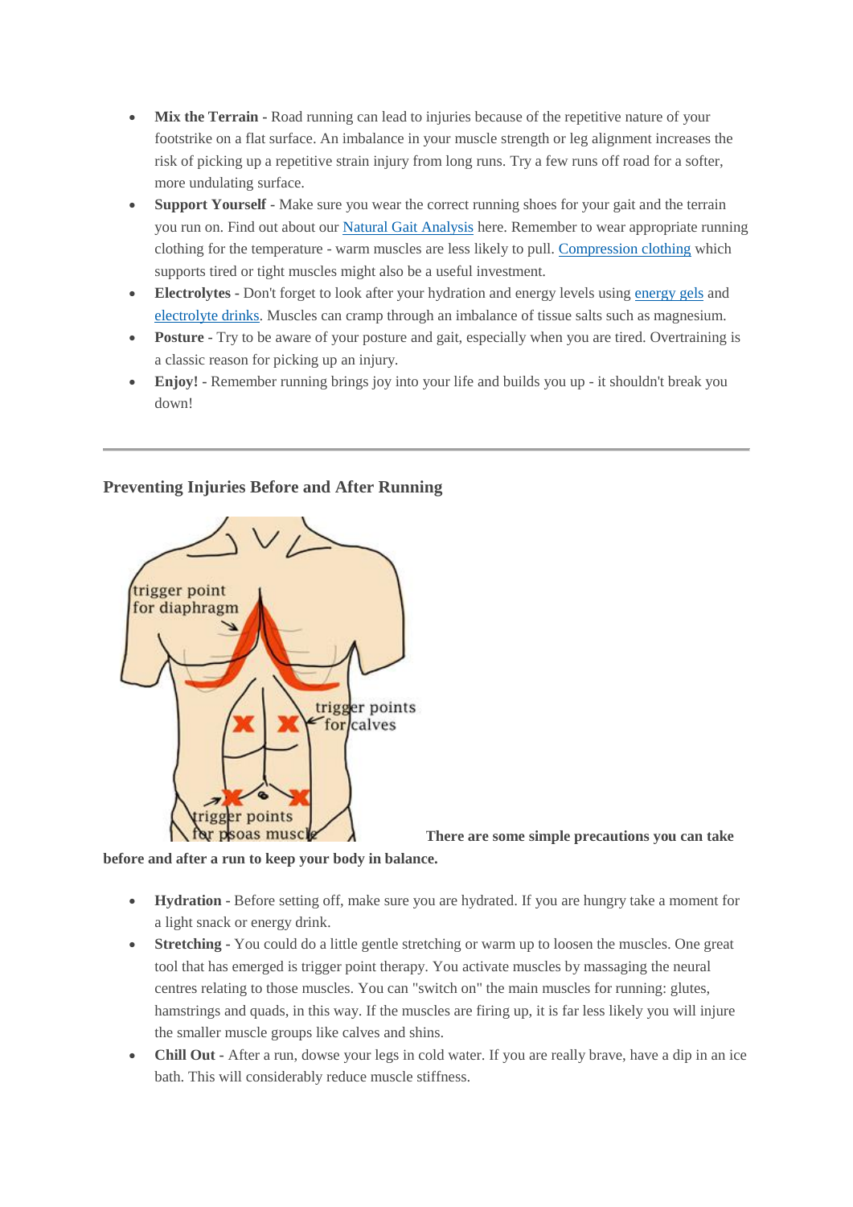- **Mix the Terrain -** Road running can lead to injuries because of the repetitive nature of your footstrike on a flat surface. An imbalance in your muscle strength or leg alignment increases the risk of picking up a repetitive strain injury from long runs. Try a few runs off road for a softer, more undulating surface.
- **Support Yourself -** Make sure you wear the correct running shoes for your gait and the terrain you run on. Find out about our Natural Gait Analysis here. Remember to wear appropriate running clothing for the temperature - warm muscles are less likely to pull. Compression clothing which supports tired or tight muscles might also be a useful investment.
- **Electrolytes -** Don't forget to look after your hydration and energy levels using energy gels and electrolyte drinks. Muscles can cramp through an imbalance of tissue salts such as magnesium.
- **Posture -** Try to be aware of your posture and gait, especially when you are tired. Overtraining is a classic reason for picking up an injury.
- **Enjoy! -** Remember running brings joy into your life and builds you up - it shouldn't break you down!

---

### Preventing Injuries Before and After Running

**There are some simple precautions you can take before and after a run to keep your body in balance.**

- **Hydration -** Before setting off, make sure you are hydrated. If you are hungry take a moment for a light snack or energy drink.
- **Stretching -** You could do a little gentle stretching or warm up to loosen the muscles. One great tool that has emerged is trigger point therapy. You activate muscles by massaging the neural centres relating to those muscles. You can "switch on" the main muscles for running: glutes, hamstrings and quads, in this way. If the muscles are firing up, it is far less likely you will injure the smaller muscle groups like calves and shins.
- **Chill Out -** After a run, dowse your legs in cold water. If you are really brave, have a dip in an ice bath. This will considerably reduce muscle stiffness.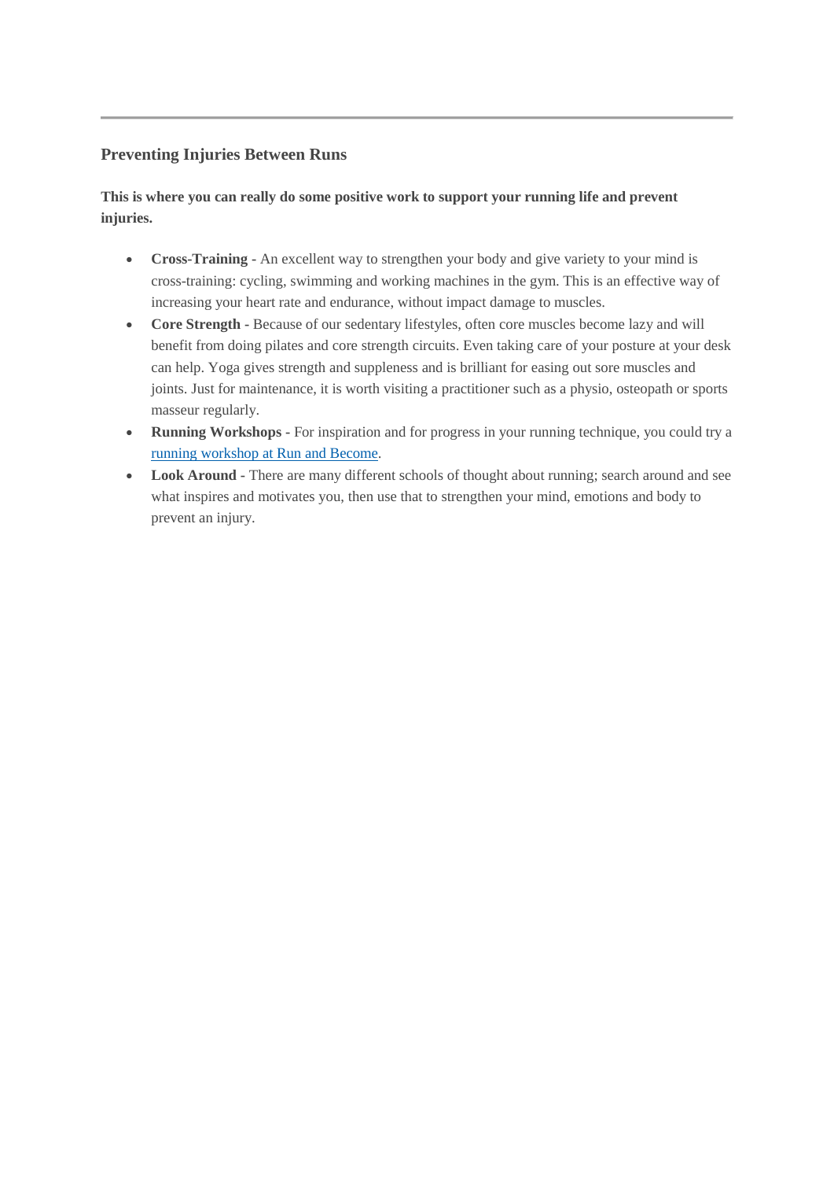---

### Preventing Injuries Between Runs

**This is where you can really do some positive work to support your running life and prevent injuries.**

- **Cross-Training -** An excellent way to strengthen your body and give variety to your mind is cross-training: cycling, swimming and working machines in the gym. This is an effective way of increasing your heart rate and endurance, without impact damage to muscles.
- **Core Strength -** Because of our sedentary lifestyles, often core muscles become lazy and will benefit from doing pilates and core strength circuits. Even taking care of your posture at your desk can help. Yoga gives strength and suppleness and is brilliant for easing out sore muscles and joints. Just for maintenance, it is worth visiting a practitioner such as a physio, osteopath or sports masseur regularly.
- **Running Workshops -** For inspiration and for progress in your running technique, you could try a running workshop at Run and Become.
- **Look Around -** There are many different schools of thought about running; search around and see what inspires and motivates you, then use that to strengthen your mind, emotions and body to prevent an injury.